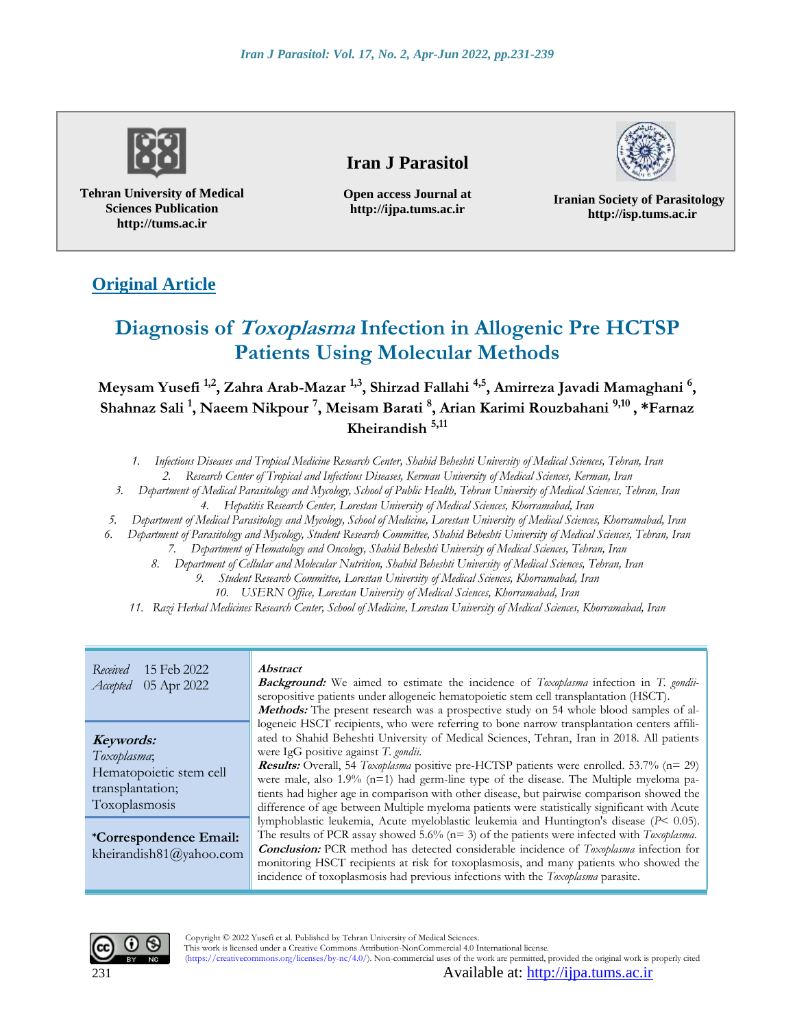Tehran University of Medical Sciences Publication
http://tums.ac.ir

**Iran J Parasitol**

Open access Journal at
http://ijpa.tums.ac.ir

Iranian Society of Parasitology
http://isp.tums.ac.ir

## Original Article

# Diagnosis of *Toxoplasma* Infection in Allogenic Pre HCTSP Patients Using Molecular Methods

**Meysam Yusefi [1,2], Zahra Arab-Mazar [1,3], Shirzad Fallahi [4,5], Amirreza Javadi Mamaghani [6], Shahnaz Sali [1], Naeem Nikpour [7], Meisam Barati [8], Arian Karimi Rouzbahani [9,10], *Farnaz Kheirandish [5,11]**

1. *Infectious Diseases and Tropical Medicine Research Center, Shahid Beheshti University of Medical Sciences, Tehran, Iran*
2. *Research Center of Tropical and Infectious Diseases, Kerman University of Medical Sciences, Kerman, Iran*
3. *Department of Medical Parasitology and Mycology, School of Public Health, Tehran University of Medical Sciences, Tehran, Iran*
4. *Hepatitis Research Center, Lorestan University of Medical Sciences, Khorramabad, Iran*
5. *Department of Medical Parasitology and Mycology, School of Medicine, Lorestan University of Medical Sciences, Khorramabad, Iran*
6. *Department of Parasitology and Mycology, Student Research Committee, Shahid Beheshti University of Medical Sciences, Tehran, Iran*
7. *Department of Hematology and Oncology, Shahid Beheshti University of Medical Sciences, Tehran, Iran*
8. *Department of Cellular and Molecular Nutrition, Shahid Beheshti University of Medical Sciences, Tehran, Iran*
9. *Student Research Committee, Lorestan University of Medical Sciences, Khorramabad, Iran*
10. *USERN Office, Lorestan University of Medical Sciences, Khorramabad, Iran*
11. *Razi Herbal Medicines Research Center, School of Medicine, Lorestan University of Medical Sciences, Khorramabad, Iran*

*Received* 15 Feb 2022
*Accepted* 05 Apr 2022

***Keywords:***
*Toxoplasma*;
Hematopoietic stem cell transplantation;
Toxoplasmosis

***Correspondence Email:**
kheirandish81@yahoo.com

***Abstract***

***Background:*** We aimed to estimate the incidence of *Toxoplasma* infection in *T. gondii*-seropositive patients under allogeneic hematopoietic stem cell transplantation (HSCT).

***Methods:*** The present research was a prospective study on 54 whole blood samples of allogeneic HSCT recipients, who were referring to bone narrow transplantation centers affiliated to Shahid Beheshti University of Medical Sciences, Tehran, Iran in 2018. All patients were IgG positive against *T. gondii*.

***Results:*** Overall, 54 *Toxoplasma* positive pre-HCTSP patients were enrolled. 53.7% (n= 29) were male, also 1.9% (n=1) had germ-line type of the disease. The Multiple myeloma patients had higher age in comparison with other disease, but pairwise comparison showed the difference of age between Multiple myeloma patients were statistically significant with Acute lymphoblastic leukemia, Acute myeloblastic leukemia and Huntington's disease ($P$< 0.05). The results of PCR assay showed 5.6% (n= 3) of the patients were infected with *Toxoplasma*.

***Conclusion:*** PCR method has detected considerable incidence of *Toxoplasma* infection for monitoring HSCT recipients at risk for toxoplasmosis, and many patients who showed the incidence of toxoplasmosis had previous infections with the *Toxoplasma* parasite.

Copyright © 2022 Yusefi et al. Published by Tehran University of Medical Sciences.
This work is licensed under a Creative Commons Attribution-NonCommercial 4.0 International license.
(https://creativecommons.org/licenses/by-nc/4.0/). Non-commercial uses of the work are permitted, provided the original work is properly cited

Available at: http://ijpa.tums.ac.ir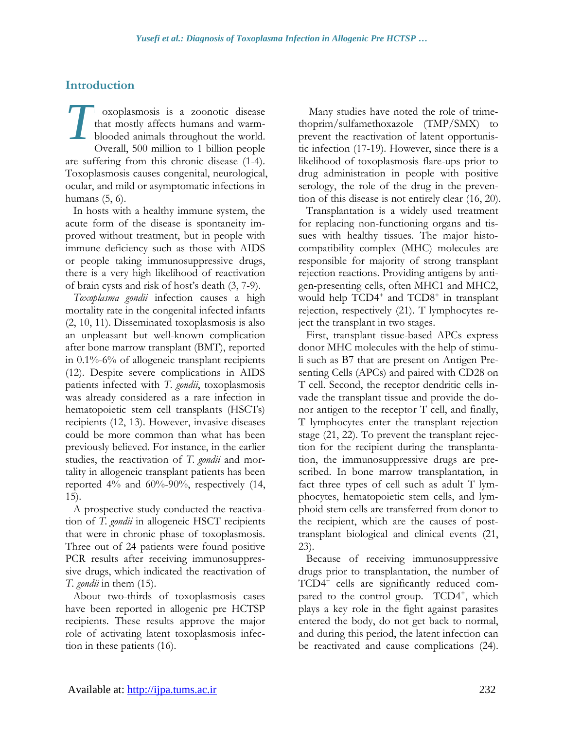## Introduction

Toxoplasmosis is a zoonotic disease that mostly affects humans and warm-blooded animals throughout the world. Overall, 500 million to 1 billion people are suffering from this chronic disease (1-4). Toxoplasmosis causes congenital, neurological, ocular, and mild or asymptomatic infections in humans (5, 6).

In hosts with a healthy immune system, the acute form of the disease is spontaneity improved without treatment, but in people with immune deficiency such as those with AIDS or people taking immunosuppressive drugs, there is a very high likelihood of reactivation of brain cysts and risk of host's death (3, 7-9).

*Toxoplasma gondii* infection causes a high mortality rate in the congenital infected infants (2, 10, 11). Disseminated toxoplasmosis is also an unpleasant but well-known complication after bone marrow transplant (BMT), reported in 0.1%-6% of allogeneic transplant recipients (12). Despite severe complications in AIDS patients infected with *T. gondii*, toxoplasmosis was already considered as a rare infection in hematopoietic stem cell transplants (HSCTs) recipients (12, 13). However, invasive diseases could be more common than what has been previously believed. For instance, in the earlier studies, the reactivation of *T. gondii* and mortality in allogeneic transplant patients has been reported 4% and 60%-90%, respectively (14, 15).

A prospective study conducted the reactivation of *T. gondii* in allogeneic HSCT recipients that were in chronic phase of toxoplasmosis. Three out of 24 patients were found positive PCR results after receiving immunosuppressive drugs, which indicated the reactivation of *T. gondii* in them (15).

About two-thirds of toxoplasmosis cases have been reported in allogenic pre HCTSP recipients. These results approve the major role of activating latent toxoplasmosis infection in these patients (16).

Many studies have noted the role of trimethoprim/sulfamethoxazole (TMP/SMX) to prevent the reactivation of latent opportunistic infection (17-19). However, since there is a likelihood of toxoplasmosis flare-ups prior to drug administration in people with positive serology, the role of the drug in the prevention of this disease is not entirely clear (16, 20).

Transplantation is a widely used treatment for replacing non-functioning organs and tissues with healthy tissues. The major histocompatibility complex (MHC) molecules are responsible for majority of strong transplant rejection reactions. Providing antigens by antigen-presenting cells, often MHC1 and MHC2, would help TCD4$^+$ and TCD8$^+$ in transplant rejection, respectively (21). T lymphocytes reject the transplant in two stages.

First, transplant tissue-based APCs express donor MHC molecules with the help of stimuli such as B7 that are present on Antigen Presenting Cells (APCs) and paired with CD28 on T cell. Second, the receptor dendritic cells invade the transplant tissue and provide the donor antigen to the receptor T cell, and finally, T lymphocytes enter the transplant rejection stage (21, 22). To prevent the transplant rejection for the recipient during the transplantation, the immunosuppressive drugs are prescribed. In bone marrow transplantation, in fact three types of cell such as adult T lymphocytes, hematopoietic stem cells, and lymphoid stem cells are transferred from donor to the recipient, which are the causes of post-transplant biological and clinical events (21, 23).

Because of receiving immunosuppressive drugs prior to transplantation, the number of TCD4$^+$ cells are significantly reduced compared to the control group. TCD4$^+$, which plays a key role in the fight against parasites entered the body, do not get back to normal, and during this period, the latent infection can be reactivated and cause complications (24).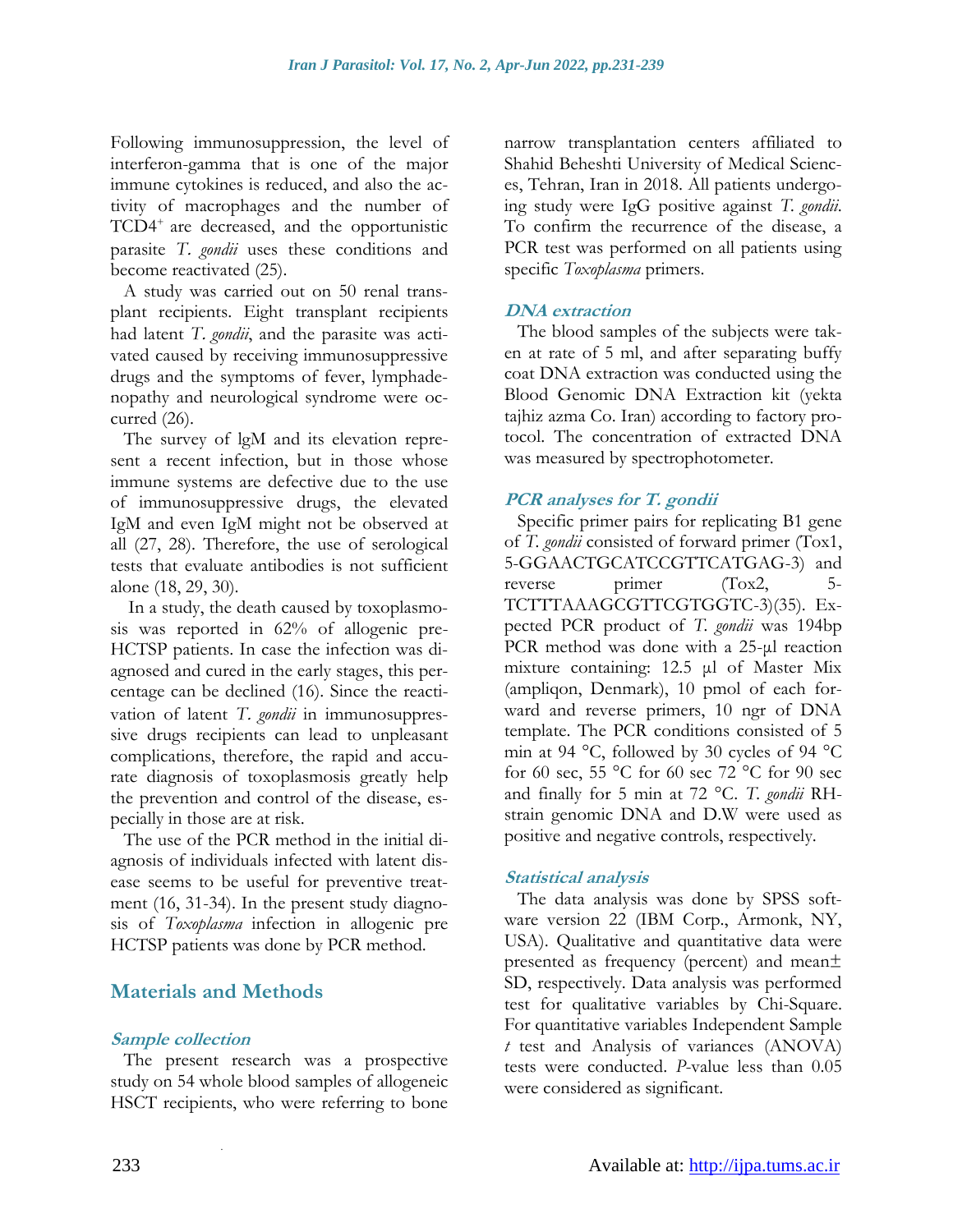Following immunosuppression, the level of interferon-gamma that is one of the major immune cytokines is reduced, and also the activity of macrophages and the number of $TCD4^+$ are decreased, and the opportunistic parasite *T. gondii* uses these conditions and become reactivated (25).

A study was carried out on 50 renal transplant recipients. Eight transplant recipients had latent *T. gondii*, and the parasite was activated caused by receiving immunosuppressive drugs and the symptoms of fever, lymphadenopathy and neurological syndrome were occurred (26).

The survey of lgM and its elevation represent a recent infection, but in those whose immune systems are defective due to the use of immunosuppressive drugs, the elevated IgM and even IgM might not be observed at all (27, 28). Therefore, the use of serological tests that evaluate antibodies is not sufficient alone (18, 29, 30).

In a study, the death caused by toxoplasmosis was reported in 62% of allogenic pre-HCTSP patients. In case the infection was diagnosed and cured in the early stages, this percentage can be declined (16). Since the reactivation of latent *T. gondii* in immunosuppressive drugs recipients can lead to unpleasant complications, therefore, the rapid and accurate diagnosis of toxoplasmosis greatly help the prevention and control of the disease, especially in those are at risk.

The use of the PCR method in the initial diagnosis of individuals infected with latent disease seems to be useful for preventive treatment (16, 31-34). In the present study diagnosis of *Toxoplasma* infection in allogenic pre HCTSP patients was done by PCR method.

## Materials and Methods

### Sample collection

The present research was a prospective study on 54 whole blood samples of allogeneic HSCT recipients, who were referring to bone narrow transplantation centers affiliated to Shahid Beheshti University of Medical Sciences, Tehran, Iran in 2018. All patients undergoing study were IgG positive against *T. gondii*. To confirm the recurrence of the disease, a PCR test was performed on all patients using specific *Toxoplasma* primers.

### DNA extraction

The blood samples of the subjects were taken at rate of 5 ml, and after separating buffy coat DNA extraction was conducted using the Blood Genomic DNA Extraction kit (yekta tajhiz azma Co. Iran) according to factory protocol. The concentration of extracted DNA was measured by spectrophotometer.

### PCR analyses for T. gondii

Specific primer pairs for replicating B1 gene of *T. gondii* consisted of forward primer (Tox1, 5-GGAACTGCATCCGTTCATGAG-3) and reverse primer (Tox2, 5-TCTTTAAAGCGTTCGTGGTC-3)(35). Expected PCR product of *T. gondii* was 194bp PCR method was done with a 25-µl reaction mixture containing: 12.5 µl of Master Mix (ampliqon, Denmark), 10 pmol of each forward and reverse primers, 10 ngr of DNA template. The PCR conditions consisted of 5 min at 94 °C, followed by 30 cycles of 94 °C for 60 sec, 55 °C for 60 sec 72 °C for 90 sec and finally for 5 min at 72 °C. *T. gondii* RH-strain genomic DNA and D.W were used as positive and negative controls, respectively.

### Statistical analysis

The data analysis was done by SPSS software version 22 (IBM Corp., Armonk, NY, USA). Qualitative and quantitative data were presented as frequency (percent) and mean± SD, respectively. Data analysis was performed test for qualitative variables by Chi-Square. For quantitative variables Independent Sample *t* test and Analysis of variances (ANOVA) tests were conducted. *P*-value less than 0.05 were considered as significant.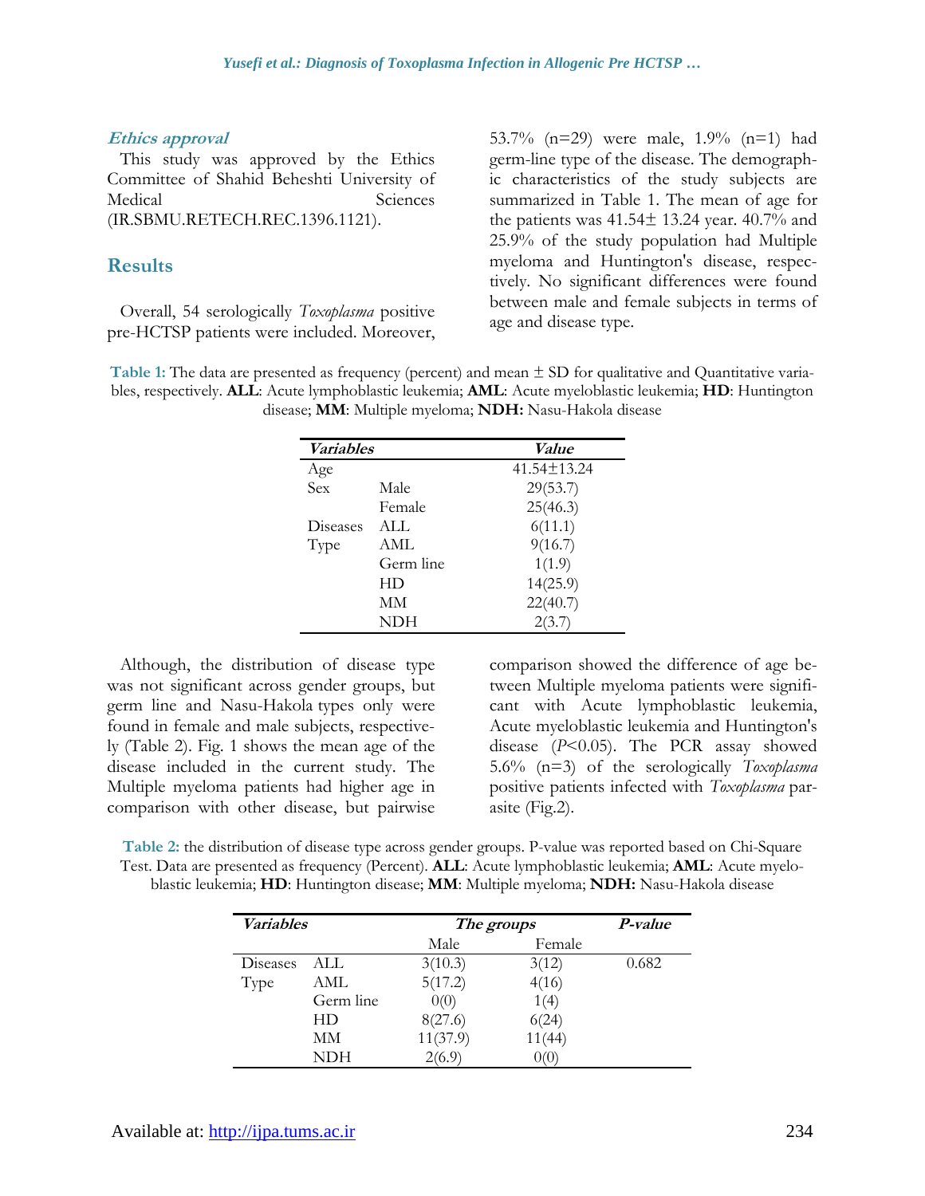### *Ethics approval*

This study was approved by the Ethics Committee of Shahid Beheshti University of Medical Sciences (IR.SBMU.RETECH.REC.1396.1121).

## Results

Overall, 54 serologically *Toxoplasma* positive pre-HCTSP patients were included. Moreover, 53.7% (n=29) were male, 1.9% (n=1) had germ-line type of the disease. The demographic characteristics of the study subjects are summarized in Table 1. The mean of age for the patients was 41.54± 13.24 year. 40.7% and 25.9% of the study population had Multiple myeloma and Huntington's disease, respectively. No significant differences were found between male and female subjects in terms of age and disease type.

**Table 1:** The data are presented as frequency (percent) and mean ± SD for qualitative and Quantitative variables, respectively. **ALL**: Acute lymphoblastic leukemia; **AML**: Acute myeloblastic leukemia; **HD**: Huntington disease; **MM**: Multiple myeloma; **NDH:** Nasu-Hakola disease

| *Variables* | | *Value* |
|---|---|---|
| Age | | 41.54±13.24 |
| Sex | Male | 29(53.7) |
| | Female | 25(46.3) |
| Diseases Type | ALL | 6(11.1) |
| | AML | 9(16.7) |
| | Germ line | 1(1.9) |
| | HD | 14(25.9) |
| | MM | 22(40.7) |
| | NDH | 2(3.7) |

Although, the distribution of disease type was not significant across gender groups, but germ line and Nasu-Hakola types only were found in female and male subjects, respectively (Table 2). Fig. 1 shows the mean age of the disease included in the current study. The Multiple myeloma patients had higher age in comparison with other disease, but pairwise comparison showed the difference of age between Multiple myeloma patients were significant with Acute lymphoblastic leukemia, Acute myeloblastic leukemia and Huntington's disease ($P$<0.05). The PCR assay showed 5.6% (n=3) of the serologically *Toxoplasma* positive patients infected with *Toxoplasma* parasite (Fig.2).

**Table 2:** the distribution of disease type across gender groups. P-value was reported based on Chi-Square Test. Data are presented as frequency (Percent). **ALL**: Acute lymphoblastic leukemia; **AML**: Acute myeloblastic leukemia; **HD**: Huntington disease; **MM**: Multiple myeloma; **NDH:** Nasu-Hakola disease

| *Variables* | | *The groups* | | *P-value* |
|---|---|---|---|---|
| | | Male | Female | |
| Diseases Type | ALL | 3(10.3) | 3(12) | 0.682 |
| | AML | 5(17.2) | 4(16) | |
| | Germ line | 0(0) | 1(4) | |
| | HD | 8(27.6) | 6(24) | |
| | MM | 11(37.9) | 11(44) | |
| | NDH | 2(6.9) | 0(0) | |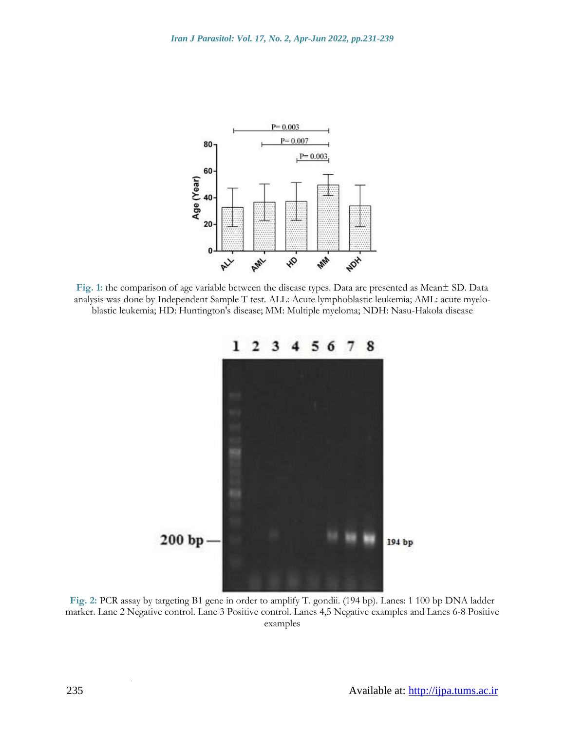Fig. 1: the comparison of age variable between the disease types. Data are presented as Mean± SD. Data analysis was done by Independent Sample T test. ALL: Acute lymphoblastic leukemia; AML: acute myeloblastic leukemia; HD: Huntington's disease; MM: Multiple myeloma; NDH: Nasu-Hakola disease

Fig. 2: PCR assay by targeting B1 gene in order to amplify T. gondii. (194 bp). Lanes: 1 100 bp DNA ladder marker. Lane 2 Negative control. Lane 3 Positive control. Lanes 4,5 Negative examples and Lanes 6-8 Positive examples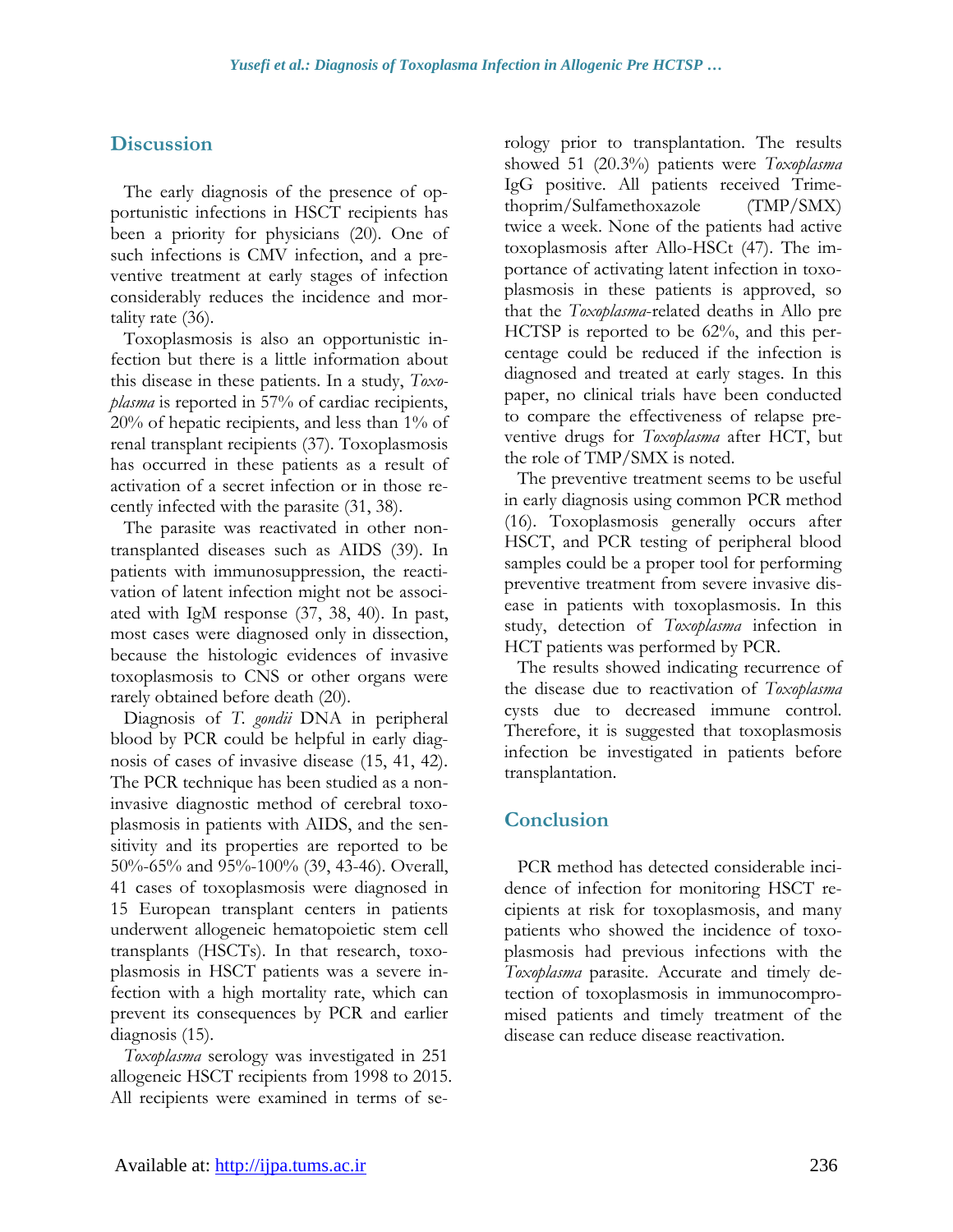## Discussion

The early diagnosis of the presence of opportunistic infections in HSCT recipients has been a priority for physicians (20). One of such infections is CMV infection, and a preventive treatment at early stages of infection considerably reduces the incidence and mortality rate (36).

Toxoplasmosis is also an opportunistic infection but there is a little information about this disease in these patients. In a study, *Toxoplasma* is reported in 57% of cardiac recipients, 20% of hepatic recipients, and less than 1% of renal transplant recipients (37). Toxoplasmosis has occurred in these patients as a result of activation of a secret infection or in those recently infected with the parasite (31, 38).

The parasite was reactivated in other non-transplanted diseases such as AIDS (39). In patients with immunosuppression, the reactivation of latent infection might not be associated with IgM response (37, 38, 40). In past, most cases were diagnosed only in dissection, because the histologic evidences of invasive toxoplasmosis to CNS or other organs were rarely obtained before death (20).

Diagnosis of *T. gondii* DNA in peripheral blood by PCR could be helpful in early diagnosis of cases of invasive disease (15, 41, 42). The PCR technique has been studied as a non-invasive diagnostic method of cerebral toxoplasmosis in patients with AIDS, and the sensitivity and its properties are reported to be 50%-65% and 95%-100% (39, 43-46). Overall, 41 cases of toxoplasmosis were diagnosed in 15 European transplant centers in patients underwent allogeneic hematopoietic stem cell transplants (HSCTs). In that research, toxoplasmosis in HSCT patients was a severe infection with a high mortality rate, which can prevent its consequences by PCR and earlier diagnosis (15).

*Toxoplasma* serology was investigated in 251 allogeneic HSCT recipients from 1998 to 2015. All recipients were examined in terms of serology prior to transplantation. The results showed 51 (20.3%) patients were *Toxoplasma* IgG positive. All patients received Trimethoprim/Sulfamethoxazole (TMP/SMX) twice a week. None of the patients had active toxoplasmosis after Allo-HSCt (47). The importance of activating latent infection in toxoplasmosis in these patients is approved, so that the *Toxoplasma*-related deaths in Allo pre HCTSP is reported to be 62%, and this percentage could be reduced if the infection is diagnosed and treated at early stages. In this paper, no clinical trials have been conducted to compare the effectiveness of relapse preventive drugs for *Toxoplasma* after HCT, but the role of TMP/SMX is noted.

The preventive treatment seems to be useful in early diagnosis using common PCR method (16). Toxoplasmosis generally occurs after HSCT, and PCR testing of peripheral blood samples could be a proper tool for performing preventive treatment from severe invasive disease in patients with toxoplasmosis. In this study, detection of *Toxoplasma* infection in HCT patients was performed by PCR.

The results showed indicating recurrence of the disease due to reactivation of *Toxoplasma* cysts due to decreased immune control. Therefore, it is suggested that toxoplasmosis infection be investigated in patients before transplantation.

## Conclusion

PCR method has detected considerable incidence of infection for monitoring HSCT recipients at risk for toxoplasmosis, and many patients who showed the incidence of toxoplasmosis had previous infections with the *Toxoplasma* parasite. Accurate and timely detection of toxoplasmosis in immunocompromised patients and timely treatment of the disease can reduce disease reactivation.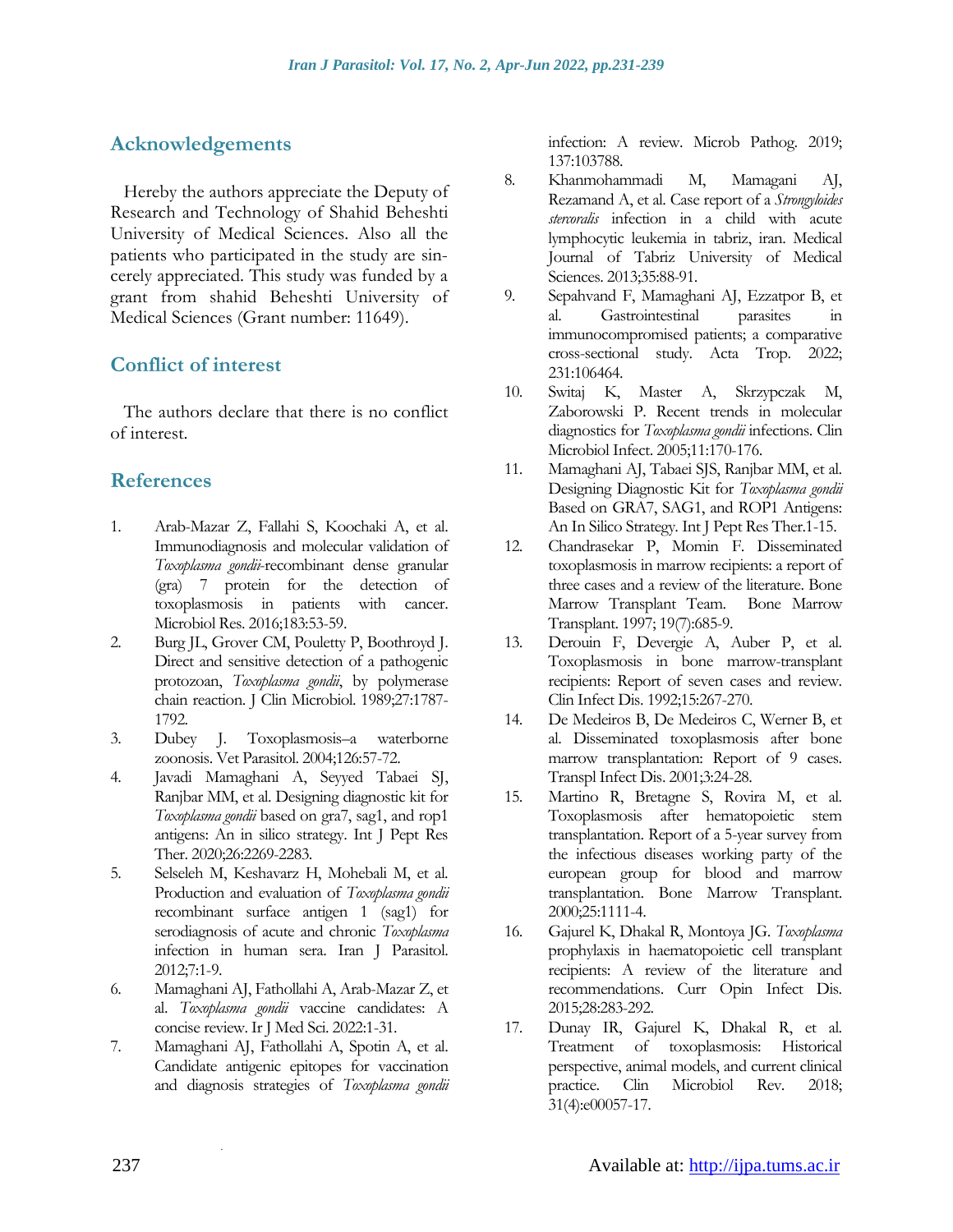## Acknowledgements

Hereby the authors appreciate the Deputy of Research and Technology of Shahid Beheshti University of Medical Sciences. Also all the patients who participated in the study are sincerely appreciated. This study was funded by a grant from shahid Beheshti University of Medical Sciences (Grant number: 11649).

## Conflict of interest

The authors declare that there is no conflict of interest.

## References

1. Arab-Mazar Z, Fallahi S, Koochaki A, et al. Immunodiagnosis and molecular validation of *Toxoplasma gondii*-recombinant dense granular (gra) 7 protein for the detection of toxoplasmosis in patients with cancer. Microbiol Res. 2016;183:53-59.
2. Burg JL, Grover CM, Pouletty P, Boothroyd J. Direct and sensitive detection of a pathogenic protozoan, *Toxoplasma gondii*, by polymerase chain reaction. J Clin Microbiol. 1989;27:1787-1792.
3. Dubey J. Toxoplasmosis–a waterborne zoonosis. Vet Parasitol. 2004;126:57-72.
4. Javadi Mamaghani A, Seyyed Tabaei SJ, Ranjbar MM, et al. Designing diagnostic kit for *Toxoplasma gondii* based on gra7, sag1, and rop1 antigens: An in silico strategy. Int J Pept Res Ther. 2020;26:2269-2283.
5. Selseleh M, Keshavarz H, Mohebali M, et al. Production and evaluation of *Toxoplasma gondii* recombinant surface antigen 1 (sag1) for serodiagnosis of acute and chronic *Toxoplasma* infection in human sera. Iran J Parasitol. 2012;7:1-9.
6. Mamaghani AJ, Fathollahi A, Arab-Mazar Z, et al. *Toxoplasma gondii* vaccine candidates: A concise review. Ir J Med Sci. 2022:1-31.
7. Mamaghani AJ, Fathollahi A, Spotin A, et al. Candidate antigenic epitopes for vaccination and diagnosis strategies of *Toxoplasma gondii* infection: A review. Microb Pathog. 2019; 137:103788.
8. Khanmohammadi M, Mamagani AJ, Rezamand A, et al. Case report of a *Strongyloides stercoralis* infection in a child with acute lymphocytic leukemia in tabriz, iran. Medical Journal of Tabriz University of Medical Sciences. 2013;35:88-91.
9. Sepahvand F, Mamaghani AJ, Ezzatpor B, et al. Gastrointestinal parasites in immunocompromised patients; a comparative cross-sectional study. Acta Trop. 2022; 231:106464.
10. Switaj K, Master A, Skrzypczak M, Zaborowski P. Recent trends in molecular diagnostics for *Toxoplasma gondii* infections. Clin Microbiol Infect. 2005;11:170-176.
11. Mamaghani AJ, Tabaei SJS, Ranjbar MM, et al. Designing Diagnostic Kit for *Toxoplasma gondii* Based on GRA7, SAG1, and ROP1 Antigens: An In Silico Strategy. Int J Pept Res Ther.1-15.
12. Chandrasekar P, Momin F. Disseminated toxoplasmosis in marrow recipients: a report of three cases and a review of the literature. Bone Marrow Transplant Team. Bone Marrow Transplant. 1997; 19(7):685-9.
13. Derouin F, Devergie A, Auber P, et al. Toxoplasmosis in bone marrow-transplant recipients: Report of seven cases and review. Clin Infect Dis. 1992;15:267-270.
14. De Medeiros B, De Medeiros C, Werner B, et al. Disseminated toxoplasmosis after bone marrow transplantation: Report of 9 cases. Transpl Infect Dis. 2001;3:24-28.
15. Martino R, Bretagne S, Rovira M, et al. Toxoplasmosis after hematopoietic stem transplantation. Report of a 5-year survey from the infectious diseases working party of the european group for blood and marrow transplantation. Bone Marrow Transplant. 2000;25:1111-4.
16. Gajurel K, Dhakal R, Montoya JG. *Toxoplasma* prophylaxis in haematopoietic cell transplant recipients: A review of the literature and recommendations. Curr Opin Infect Dis. 2015;28:283-292.
17. Dunay IR, Gajurel K, Dhakal R, et al. Treatment of toxoplasmosis: Historical perspective, animal models, and current clinical practice. Clin Microbiol Rev. 2018; 31(4):e00057-17.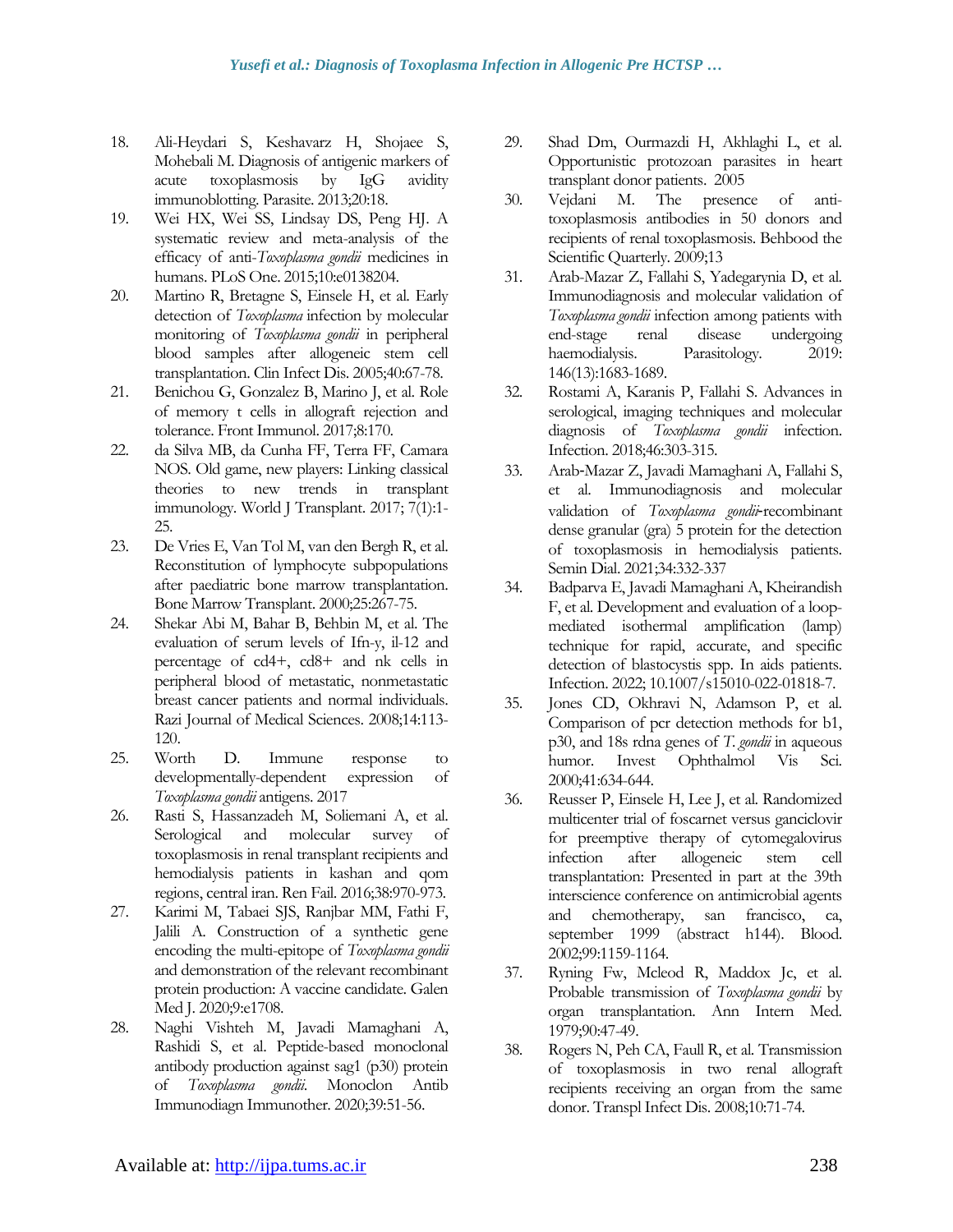18. Ali-Heydari S, Keshavarz H, Shojaee S, Mohebali M. Diagnosis of antigenic markers of acute toxoplasmosis by IgG avidity immunoblotting. Parasite. 2013;20:18.
19. Wei HX, Wei SS, Lindsay DS, Peng HJ. A systematic review and meta-analysis of the efficacy of anti-*Toxoplasma gondii* medicines in humans. PLoS One. 2015;10:e0138204.
20. Martino R, Bretagne S, Einsele H, et al. Early detection of *Toxoplasma* infection by molecular monitoring of *Toxoplasma gondii* in peripheral blood samples after allogeneic stem cell transplantation. Clin Infect Dis. 2005;40:67-78.
21. Benichou G, Gonzalez B, Marino J, et al. Role of memory t cells in allograft rejection and tolerance. Front Immunol. 2017;8:170.
22. da Silva MB, da Cunha FF, Terra FF, Camara NOS. Old game, new players: Linking classical theories to new trends in transplant immunology. World J Transplant. 2017; 7(1):1-25.
23. De Vries E, Van Tol M, van den Bergh R, et al. Reconstitution of lymphocyte subpopulations after paediatric bone marrow transplantation. Bone Marrow Transplant. 2000;25:267-75.
24. Shekar Abi M, Bahar B, Behbin M, et al. The evaluation of serum levels of Ifn-y, il-12 and percentage of cd4+, cd8+ and nk cells in peripheral blood of metastatic, nonmetastatic breast cancer patients and normal individuals. Razi Journal of Medical Sciences. 2008;14:113-120.
25. Worth D. Immune response to developmentally-dependent expression of *Toxoplasma gondii* antigens. 2017
26. Rasti S, Hassanzadeh M, Soliemani A, et al. Serological and molecular survey of toxoplasmosis in renal transplant recipients and hemodialysis patients in kashan and qom regions, central iran. Ren Fail. 2016;38:970-973.
27. Karimi M, Tabaei SJS, Ranjbar MM, Fathi F, Jalili A. Construction of a synthetic gene encoding the multi-epitope of *Toxoplasma gondii* and demonstration of the relevant recombinant protein production: A vaccine candidate. Galen Med J. 2020;9:e1708.
28. Naghi Vishteh M, Javadi Mamaghani A, Rashidi S, et al. Peptide-based monoclonal antibody production against sag1 (p30) protein of *Toxoplasma gondii*. Monoclon Antib Immunodiagn Immunother. 2020;39:51-56.
29. Shad Dm, Ourmazdi H, Akhlaghi L, et al. Opportunistic protozoan parasites in heart transplant donor patients. 2005
30. Vejdani M. The presence of anti-toxoplasmosis antibodies in 50 donors and recipients of renal toxoplasmosis. Behbood the Scientific Quarterly. 2009;13
31. Arab-Mazar Z, Fallahi S, Yadegarynia D, et al. Immunodiagnosis and molecular validation of *Toxoplasma gondii* infection among patients with end-stage renal disease undergoing haemodialysis. Parasitology. 2019: 146(13):1683-1689.
32. Rostami A, Karanis P, Fallahi S. Advances in serological, imaging techniques and molecular diagnosis of *Toxoplasma gondii* infection. Infection. 2018;46:303-315.
33. Arab‐Mazar Z, Javadi Mamaghani A, Fallahi S, et al. Immunodiagnosis and molecular validation of *Toxoplasma gondii*‐recombinant dense granular (gra) 5 protein for the detection of toxoplasmosis in hemodialysis patients. Semin Dial. 2021;34:332-337
34. Badparva E, Javadi Mamaghani A, Kheirandish F, et al. Development and evaluation of a loop-mediated isothermal amplification (lamp) technique for rapid, accurate, and specific detection of blastocystis spp. In aids patients. Infection. 2022; 10.1007/s15010-022-01818-7.
35. Jones CD, Okhravi N, Adamson P, et al. Comparison of pcr detection methods for b1, p30, and 18s rdna genes of *T. gondii* in aqueous humor. Invest Ophthalmol Vis Sci. 2000;41:634-644.
36. Reusser P, Einsele H, Lee J, et al. Randomized multicenter trial of foscarnet versus ganciclovir for preemptive therapy of cytomegalovirus infection after allogeneic stem cell transplantation: Presented in part at the 39th interscience conference on antimicrobial agents and chemotherapy, san francisco, ca, september 1999 (abstract h144). Blood. 2002;99:1159-1164.
37. Ryning Fw, Mcleod R, Maddox Jc, et al. Probable transmission of *Toxoplasma gondii* by organ transplantation. Ann Intern Med. 1979;90:47-49.
38. Rogers N, Peh CA, Faull R, et al. Transmission of toxoplasmosis in two renal allograft recipients receiving an organ from the same donor. Transpl Infect Dis. 2008;10:71-74.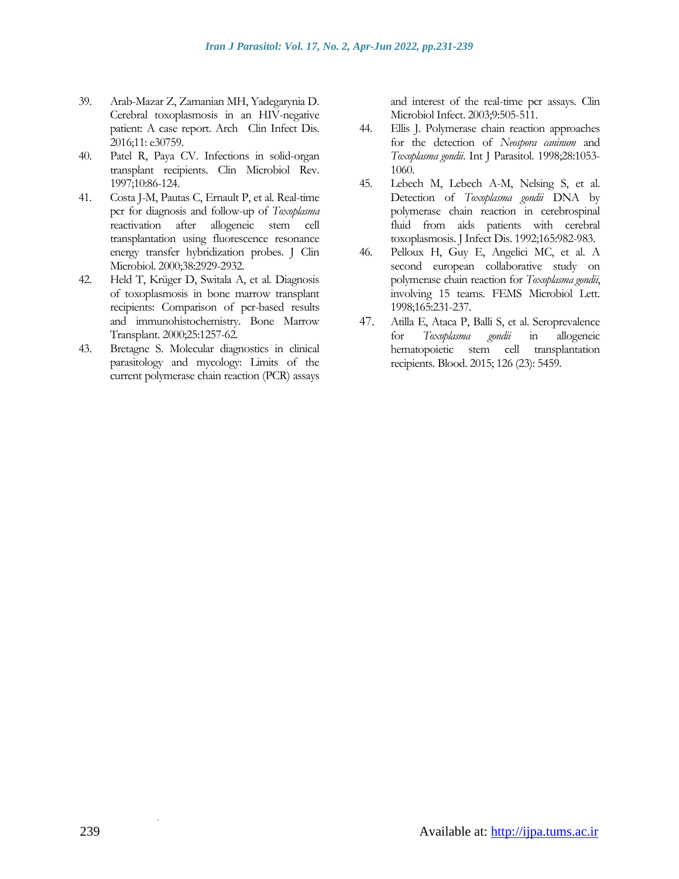39. Arab-Mazar Z, Zamanian MH, Yadegarynia D. Cerebral toxoplasmosis in an HIV-negative patient: A case report. Arch Clin Infect Dis. 2016;11: e30759.
40. Patel R, Paya CV. Infections in solid-organ transplant recipients. Clin Microbiol Rev. 1997;10:86-124.
41. Costa J-M, Pautas C, Ernault P, et al. Real-time pcr for diagnosis and follow-up of *Toxoplasma* reactivation after allogeneic stem cell transplantation using fluorescence resonance energy transfer hybridization probes. J Clin Microbiol. 2000;38:2929-2932.
42. Held T, Krüger D, Switala A, et al. Diagnosis of toxoplasmosis in bone marrow transplant recipients: Comparison of pcr-based results and immunohistochemistry. Bone Marrow Transplant. 2000;25:1257-62.
43. Bretagne S. Molecular diagnostics in clinical parasitology and mycology: Limits of the current polymerase chain reaction (PCR) assays and interest of the real-time pcr assays. Clin Microbiol Infect. 2003;9:505-511.
44. Ellis J. Polymerase chain reaction approaches for the detection of *Neospora caninum* and *Toxoplasma gondii*. Int J Parasitol. 1998;28:1053-1060.
45. Lebech M, Lebech A-M, Nelsing S, et al. Detection of *Toxoplasma gondii* DNA by polymerase chain reaction in cerebrospinal fluid from aids patients with cerebral toxoplasmosis. J Infect Dis. 1992;165:982-983.
46. Pelloux H, Guy E, Angelici MC, et al. A second european collaborative study on polymerase chain reaction for *Toxoplasma gondii*, involving 15 teams. FEMS Microbiol Lett. 1998;165:231-237.
47. Atilla E, Ataca P, Balli S, et al. Seroprevalence for *Toxoplasma gondii* in allogeneic hematopoietic stem cell transplantation recipients. Blood. 2015; 126 (23): 5459.